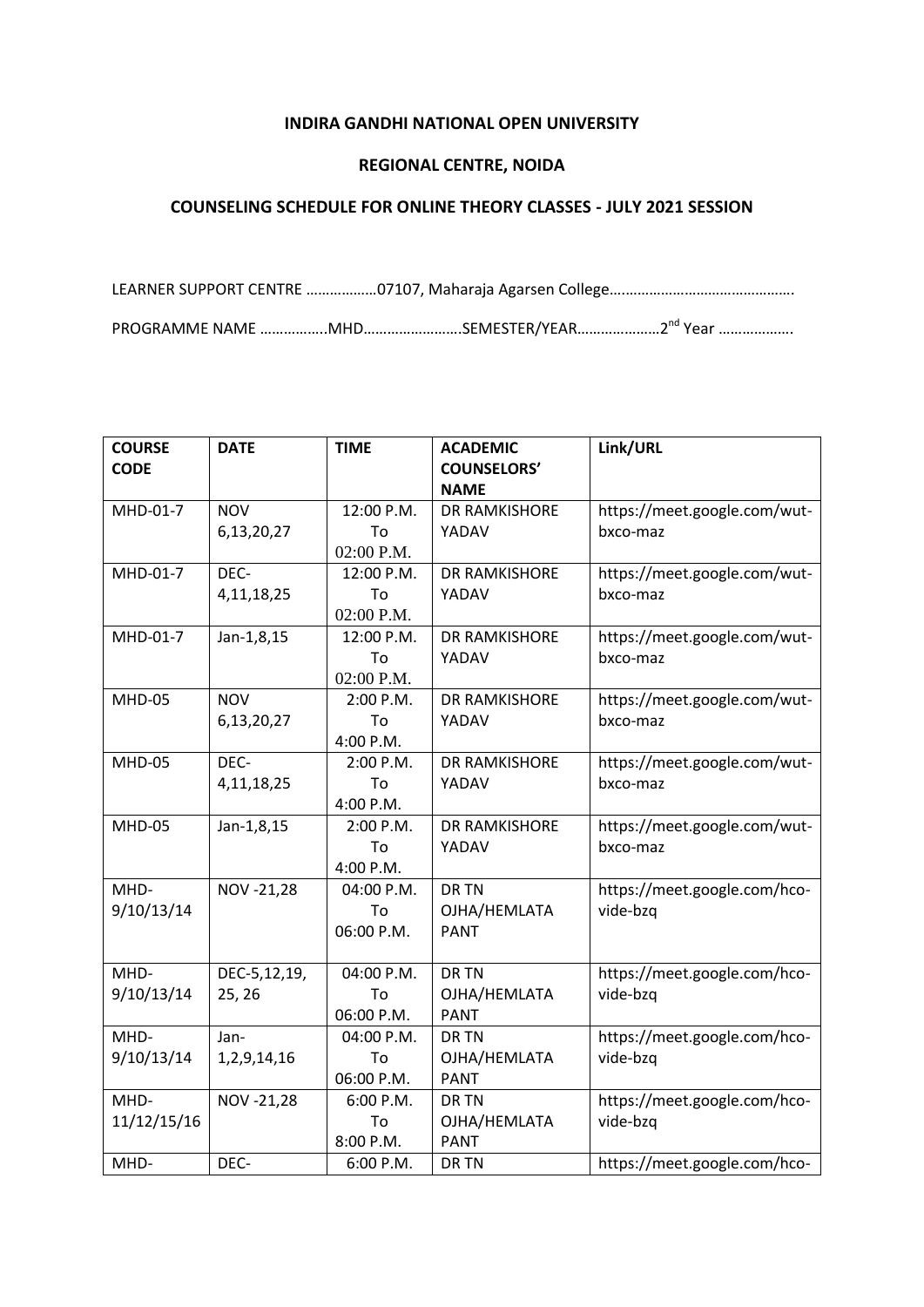**INDIRA GANDHI NATIONAL OPEN UNIVERSITY**

**REGIONAL CENTRE, NOIDA**

**COUNSELING SCHEDULE FOR ONLINE THEORY CLASSES - JULY 2021 SESSION**

LEARNER SUPPORT CENTRE ………………07107, Maharaja Agarsen College……………………………………….

PROGRAMME NAME ……………..MHD…………………….SEMESTER/YEAR…………………2nd Year ………………

| COURSE CODE | DATE | TIME | ACADEMIC COUNSELORS' NAME | Link/URL |
|---|---|---|---|---|
| MHD-01-7 | NOV 6,13,20,27 | 12:00 P.M. To 02:00 P.M. | DR RAMKISHORE YADAV | https://meet.google.com/wut-bxco-maz |
| MHD-01-7 | DEC-4,11,18,25 | 12:00 P.M. To 02:00 P.M. | DR RAMKISHORE YADAV | https://meet.google.com/wut-bxco-maz |
| MHD-01-7 | Jan-1,8,15 | 12:00 P.M. To 02:00 P.M. | DR RAMKISHORE YADAV | https://meet.google.com/wut-bxco-maz |
| MHD-05 | NOV 6,13,20,27 | 2:00 P.M. To 4:00 P.M. | DR RAMKISHORE YADAV | https://meet.google.com/wut-bxco-maz |
| MHD-05 | DEC-4,11,18,25 | 2:00 P.M. To 4:00 P.M. | DR RAMKISHORE YADAV | https://meet.google.com/wut-bxco-maz |
| MHD-05 | Jan-1,8,15 | 2:00 P.M. To 4:00 P.M. | DR RAMKISHORE YADAV | https://meet.google.com/wut-bxco-maz |
| MHD-9/10/13/14 | NOV -21,28 | 04:00 P.M. To 06:00 P.M. | DR TN OJHA/HEMLATA PANT | https://meet.google.com/hco-vide-bzq |
| MHD-9/10/13/14 | DEC-5,12,19, 25, 26 | 04:00 P.M. To 06:00 P.M. | DR TN OJHA/HEMLATA PANT | https://meet.google.com/hco-vide-bzq |
| MHD-9/10/13/14 | Jan-1,2,9,14,16 | 04:00 P.M. To 06:00 P.M. | DR TN OJHA/HEMLATA PANT | https://meet.google.com/hco-vide-bzq |
| MHD-11/12/15/16 | NOV -21,28 | 6:00 P.M. To 8:00 P.M. | DR TN OJHA/HEMLATA PANT | https://meet.google.com/hco-vide-bzq |
| MHD- | DEC- | 6:00 P.M. | DR TN | https://meet.google.com/hco- |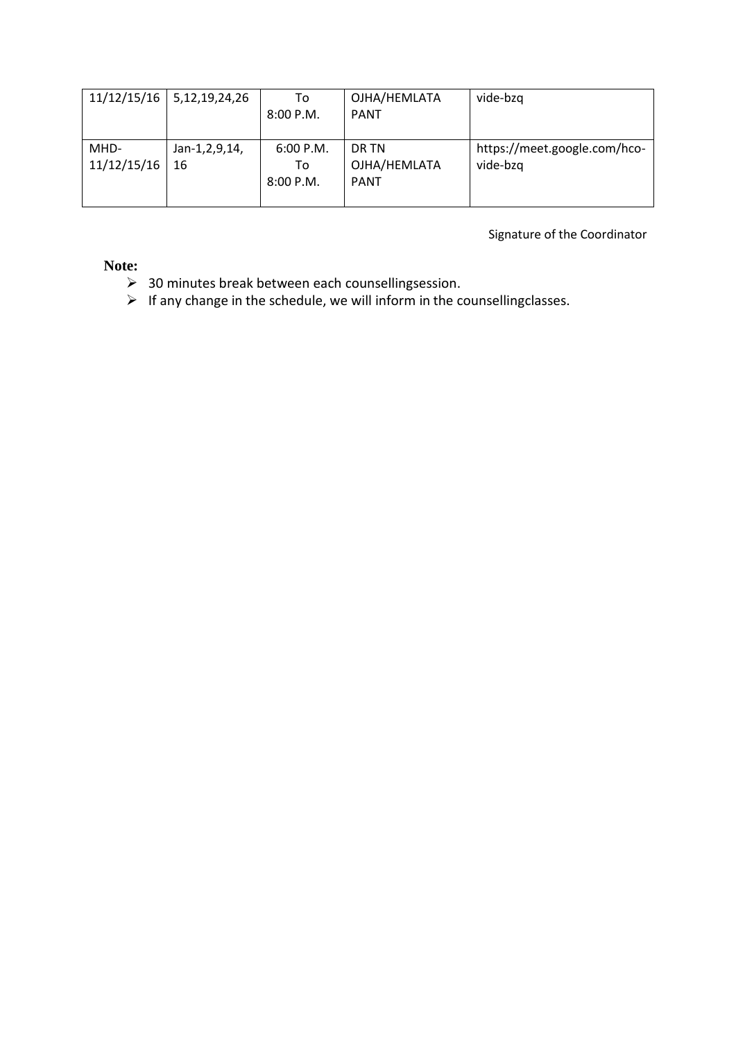| | | | | |
|---|---|---|---|---|
| 11/12/15/16 | 5,12,19,24,26 | To 8:00 P.M. | OJHA/HEMLATA PANT | vide-bzq |
| MHD-11/12/15/16 | Jan-1,2,9,14, 16 | 6:00 P.M. To 8:00 P.M. | DR TN OJHA/HEMLATA PANT | https://meet.google.com/hco-vide-bzq |

Signature of the Coordinator

**Note:**

- 30 minutes break between each counsellingsession.
- If any change in the schedule, we will inform in the counsellingclasses.